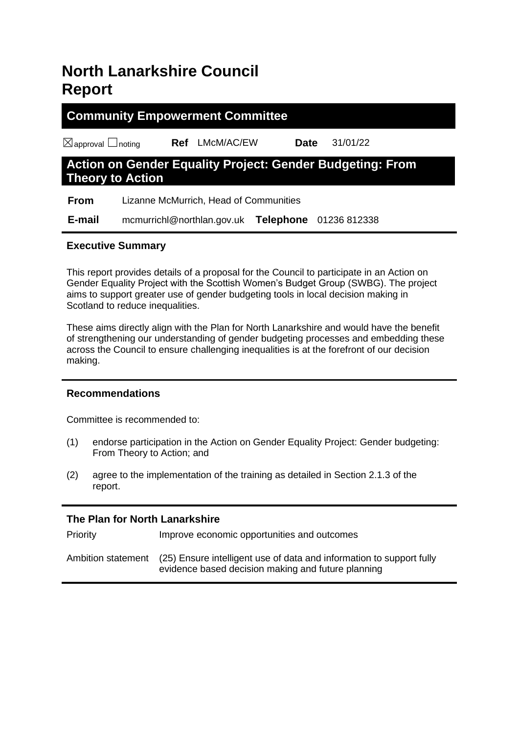# North Lanarkshire Council Report

## Community Empowerment Committee

☒approval ☐noting **Ref** LMcM/AC/EW **Date** 31/01/22

## Action on Gender Equality Project: Gender Budgeting: From Theory to Action

**From** Lizanne McMurrich, Head of Communities

**E-mail** mcmurrichl@northlan.gov.uk **Telephone** 01236 812338

### Executive Summary

This report provides details of a proposal for the Council to participate in an Action on Gender Equality Project with the Scottish Women's Budget Group (SWBG). The project aims to support greater use of gender budgeting tools in local decision making in Scotland to reduce inequalities.

These aims directly align with the Plan for North Lanarkshire and would have the benefit of strengthening our understanding of gender budgeting processes and embedding these across the Council to ensure challenging inequalities is at the forefront of our decision making.

### Recommendations

Committee is recommended to:

(1) endorse participation in the Action on Gender Equality Project: Gender budgeting: From Theory to Action; and

(2) agree to the implementation of the training as detailed in Section 2.1.3 of the report.

### The Plan for North Lanarkshire

| | |
|---|---|
| Priority | Improve economic opportunities and outcomes |
| Ambition statement | (25) Ensure intelligent use of data and information to support fully evidence based decision making and future planning |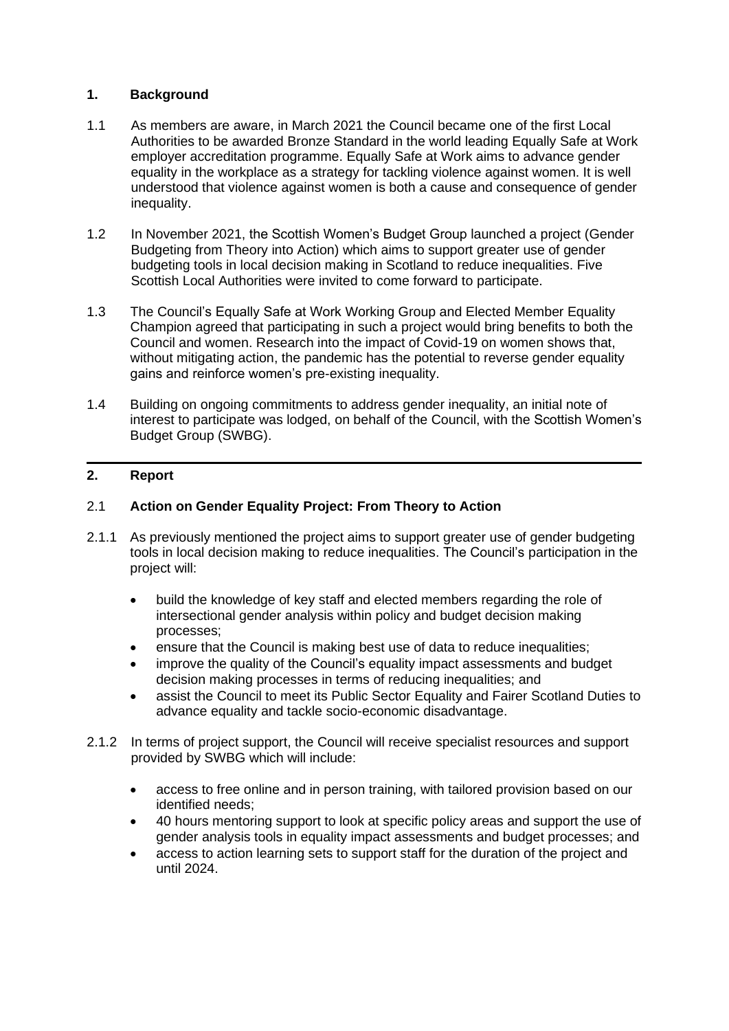## 1. Background

1.1 As members are aware, in March 2021 the Council became one of the first Local Authorities to be awarded Bronze Standard in the world leading Equally Safe at Work employer accreditation programme. Equally Safe at Work aims to advance gender equality in the workplace as a strategy for tackling violence against women. It is well understood that violence against women is both a cause and consequence of gender inequality.

1.2 In November 2021, the Scottish Women's Budget Group launched a project (Gender Budgeting from Theory into Action) which aims to support greater use of gender budgeting tools in local decision making in Scotland to reduce inequalities. Five Scottish Local Authorities were invited to come forward to participate.

1.3 The Council's Equally Safe at Work Working Group and Elected Member Equality Champion agreed that participating in such a project would bring benefits to both the Council and women. Research into the impact of Covid-19 on women shows that, without mitigating action, the pandemic has the potential to reverse gender equality gains and reinforce women's pre-existing inequality.

1.4 Building on ongoing commitments to address gender inequality, an initial note of interest to participate was lodged, on behalf of the Council, with the Scottish Women's Budget Group (SWBG).

---

## 2. Report

### 2.1 Action on Gender Equality Project: From Theory to Action

2.1.1 As previously mentioned the project aims to support greater use of gender budgeting tools in local decision making to reduce inequalities. The Council's participation in the project will:

- build the knowledge of key staff and elected members regarding the role of intersectional gender analysis within policy and budget decision making processes;
- ensure that the Council is making best use of data to reduce inequalities;
- improve the quality of the Council's equality impact assessments and budget decision making processes in terms of reducing inequalities; and
- assist the Council to meet its Public Sector Equality and Fairer Scotland Duties to advance equality and tackle socio-economic disadvantage.

2.1.2 In terms of project support, the Council will receive specialist resources and support provided by SWBG which will include:

- access to free online and in person training, with tailored provision based on our identified needs;
- 40 hours mentoring support to look at specific policy areas and support the use of gender analysis tools in equality impact assessments and budget processes; and
- access to action learning sets to support staff for the duration of the project and until 2024.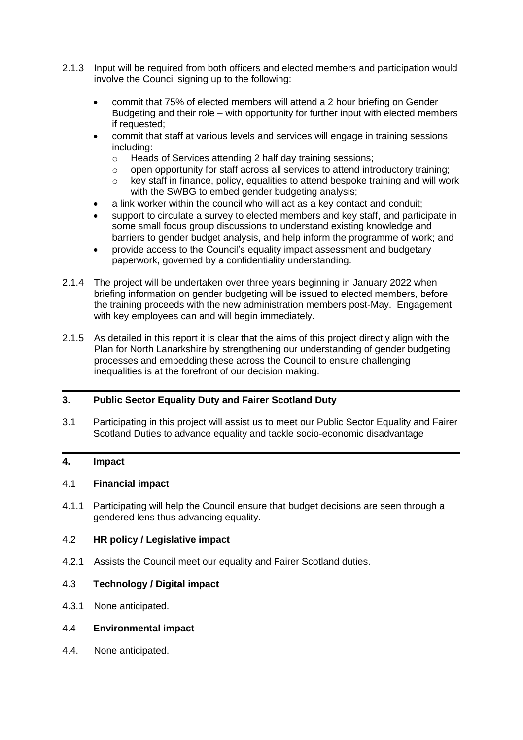2.1.3 Input will be required from both officers and elected members and participation would involve the Council signing up to the following:

- commit that 75% of elected members will attend a 2 hour briefing on Gender Budgeting and their role – with opportunity for further input with elected members if requested;
- commit that staff at various levels and services will engage in training sessions including:
  - Heads of Services attending 2 half day training sessions;
  - open opportunity for staff across all services to attend introductory training;
  - key staff in finance, policy, equalities to attend bespoke training and will work with the SWBG to embed gender budgeting analysis;
- a link worker within the council who will act as a key contact and conduit;
- support to circulate a survey to elected members and key staff, and participate in some small focus group discussions to understand existing knowledge and barriers to gender budget analysis, and help inform the programme of work; and
- provide access to the Council's equality impact assessment and budgetary paperwork, governed by a confidentiality understanding.

2.1.4 The project will be undertaken over three years beginning in January 2022 when briefing information on gender budgeting will be issued to elected members, before the training proceeds with the new administration members post-May. Engagement with key employees can and will begin immediately.

2.1.5 As detailed in this report it is clear that the aims of this project directly align with the Plan for North Lanarkshire by strengthening our understanding of gender budgeting processes and embedding these across the Council to ensure challenging inequalities is at the forefront of our decision making.

## 3. Public Sector Equality Duty and Fairer Scotland Duty

3.1 Participating in this project will assist us to meet our Public Sector Equality and Fairer Scotland Duties to advance equality and tackle socio-economic disadvantage

## 4. Impact

### 4.1 Financial impact

4.1.1 Participating will help the Council ensure that budget decisions are seen through a gendered lens thus advancing equality.

### 4.2 HR policy / Legislative impact

4.2.1 Assists the Council meet our equality and Fairer Scotland duties.

### 4.3 Technology / Digital impact

4.3.1 None anticipated.

### 4.4 Environmental impact

4.4. None anticipated.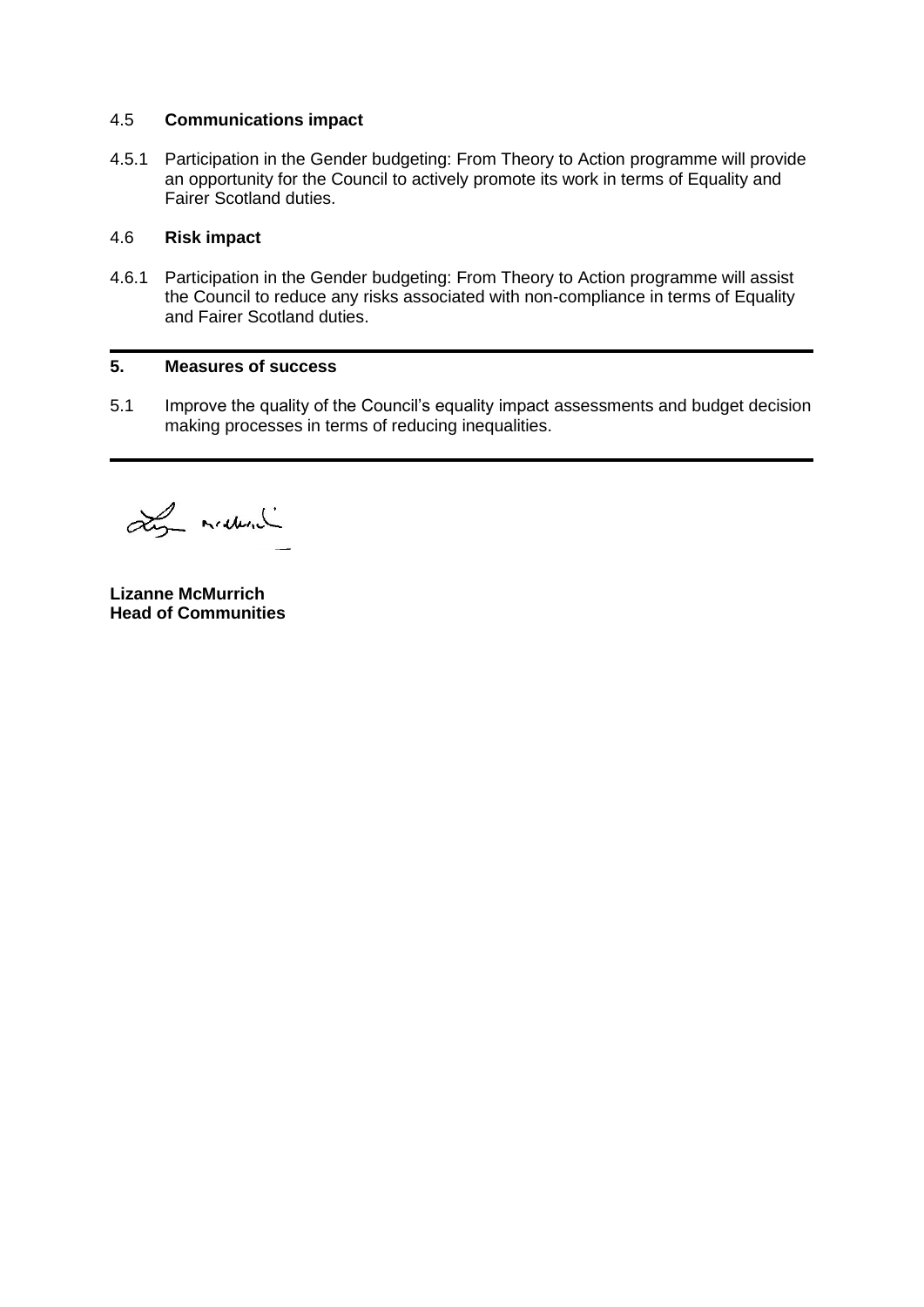### 4.5 **Communications impact**

4.5.1 Participation in the Gender budgeting: From Theory to Action programme will provide an opportunity for the Council to actively promote its work in terms of Equality and Fairer Scotland duties.

### 4.6 **Risk impact**

4.6.1 Participation in the Gender budgeting: From Theory to Action programme will assist the Council to reduce any risks associated with non-compliance in terms of Equality and Fairer Scotland duties.

---

## 5. **Measures of success**

5.1 Improve the quality of the Council's equality impact assessments and budget decision making processes in terms of reducing inequalities.

---

**Lizanne McMurrich**
**Head of Communities**